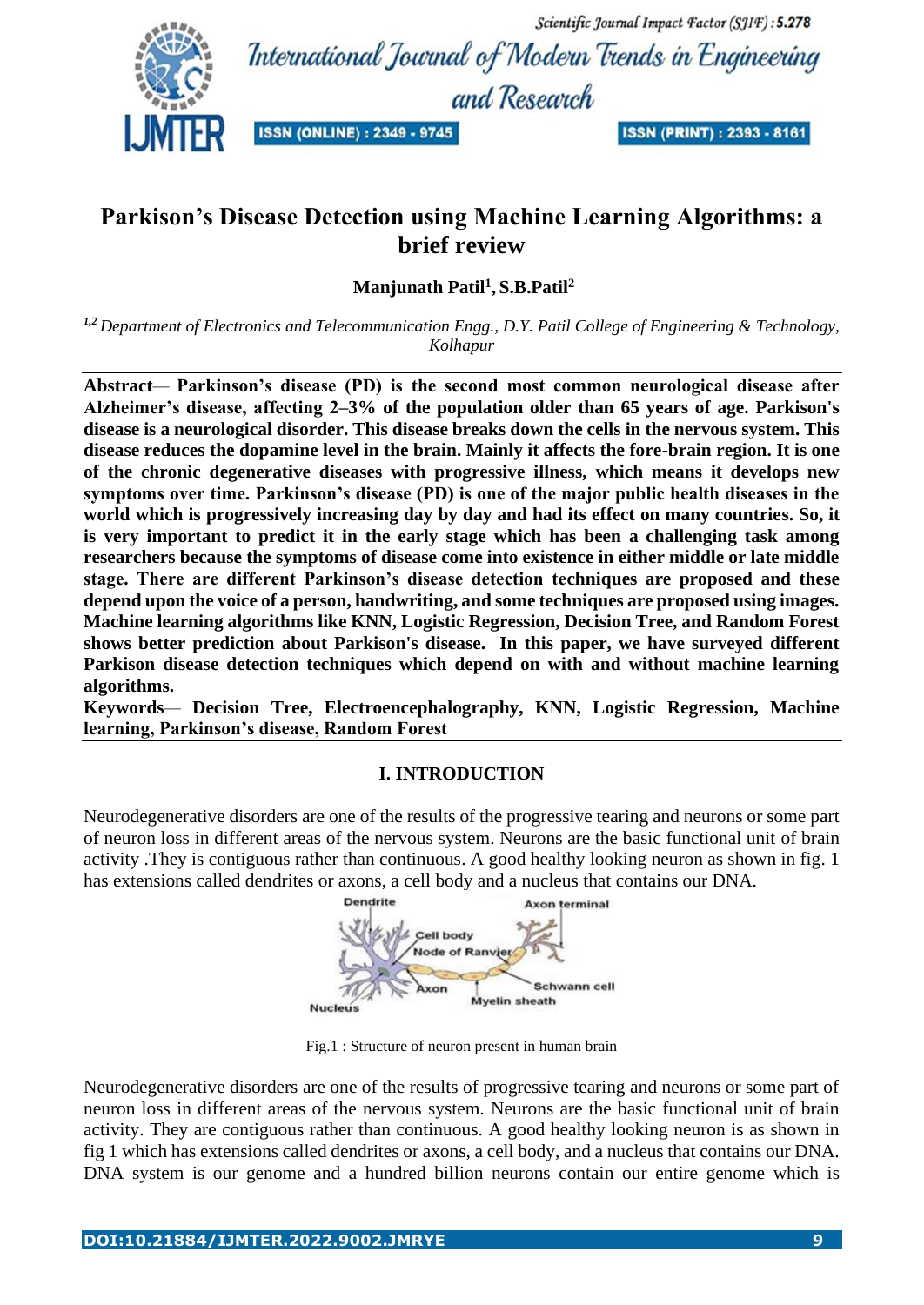# Parkison's Disease Detection using Machine Learning Algorithms: a brief review

**Manjunath Patil[1], S.B.Patil[2]**

*[1,2] Department of Electronics and Telecommunication Engg., D.Y. Patil College of Engineering & Technology, Kolhapur*

**Abstract— Parkinson's disease (PD) is the second most common neurological disease after Alzheimer's disease, affecting 2–3% of the population older than 65 years of age. Parkison's disease is a neurological disorder. This disease breaks down the cells in the nervous system. This disease reduces the dopamine level in the brain. Mainly it affects the fore-brain region. It is one of the chronic degenerative diseases with progressive illness, which means it develops new symptoms over time. Parkinson's disease (PD) is one of the major public health diseases in the world which is progressively increasing day by day and had its effect on many countries. So, it is very important to predict it in the early stage which has been a challenging task among researchers because the symptoms of disease come into existence in either middle or late middle stage. There are different Parkinson's disease detection techniques are proposed and these depend upon the voice of a person, handwriting, and some techniques are proposed using images. Machine learning algorithms like KNN, Logistic Regression, Decision Tree, and Random Forest shows better prediction about Parkison's disease. In this paper, we have surveyed different Parkison disease detection techniques which depend on with and without machine learning algorithms.**

**Keywords— Decision Tree, Electroencephalography, KNN, Logistic Regression, Machine learning, Parkinson's disease, Random Forest**

## I. INTRODUCTION

Neurodegenerative disorders are one of the results of the progressive tearing and neurons or some part of neuron loss in different areas of the nervous system. Neurons are the basic functional unit of brain activity .They is contiguous rather than continuous. A good healthy looking neuron as shown in fig. 1 has extensions called dendrites or axons, a cell body and a nucleus that contains our DNA.

Fig.1 : Structure of neuron present in human brain

Neurodegenerative disorders are one of the results of progressive tearing and neurons or some part of neuron loss in different areas of the nervous system. Neurons are the basic functional unit of brain activity. They are contiguous rather than continuous. A good healthy looking neuron is as shown in fig 1 which has extensions called dendrites or axons, a cell body, and a nucleus that contains our DNA. DNA system is our genome and a hundred billion neurons contain our entire genome which is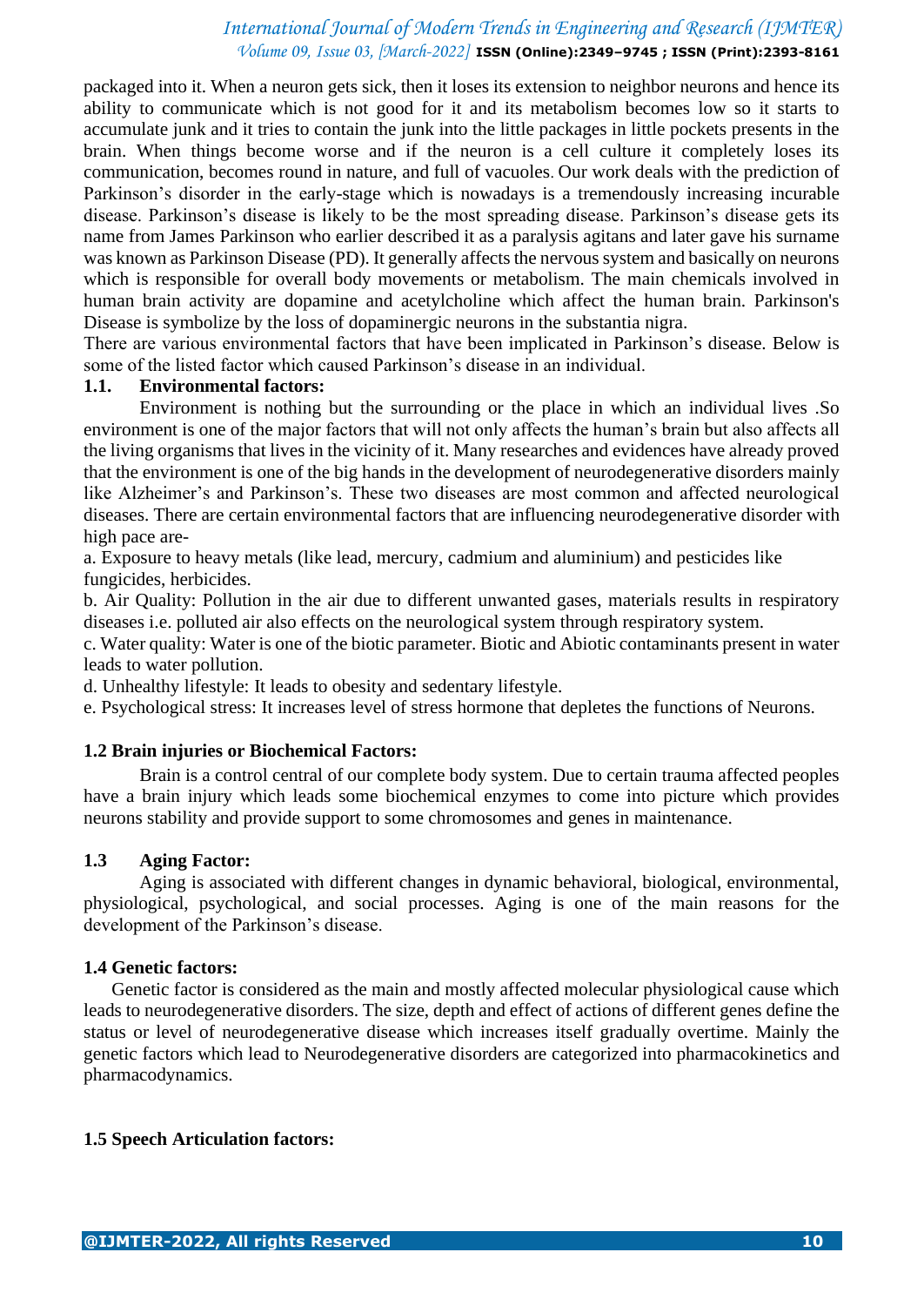packaged into it. When a neuron gets sick, then it loses its extension to neighbor neurons and hence its ability to communicate which is not good for it and its metabolism becomes low so it starts to accumulate junk and it tries to contain the junk into the little packages in little pockets presents in the brain. When things become worse and if the neuron is a cell culture it completely loses its communication, becomes round in nature, and full of vacuoles. Our work deals with the prediction of Parkinson's disorder in the early-stage which is nowadays is a tremendously increasing incurable disease. Parkinson's disease is likely to be the most spreading disease. Parkinson's disease gets its name from James Parkinson who earlier described it as a paralysis agitans and later gave his surname was known as Parkinson Disease (PD). It generally affects the nervous system and basically on neurons which is responsible for overall body movements or metabolism. The main chemicals involved in human brain activity are dopamine and acetylcholine which affect the human brain. Parkinson's Disease is symbolize by the loss of dopaminergic neurons in the substantia nigra.

There are various environmental factors that have been implicated in Parkinson's disease. Below is some of the listed factor which caused Parkinson's disease in an individual.

### 1.1. Environmental factors:

Environment is nothing but the surrounding or the place in which an individual lives .So environment is one of the major factors that will not only affects the human's brain but also affects all the living organisms that lives in the vicinity of it. Many researches and evidences have already proved that the environment is one of the big hands in the development of neurodegenerative disorders mainly like Alzheimer's and Parkinson's. These two diseases are most common and affected neurological diseases. There are certain environmental factors that are influencing neurodegenerative disorder with high pace are-

a. Exposure to heavy metals (like lead, mercury, cadmium and aluminium) and pesticides like fungicides, herbicides.

b. Air Quality: Pollution in the air due to different unwanted gases, materials results in respiratory diseases i.e. polluted air also effects on the neurological system through respiratory system.

c. Water quality: Water is one of the biotic parameter. Biotic and Abiotic contaminants present in water leads to water pollution.

d. Unhealthy lifestyle: It leads to obesity and sedentary lifestyle.

e. Psychological stress: It increases level of stress hormone that depletes the functions of Neurons.

### 1.2 Brain injuries or Biochemical Factors:

Brain is a control central of our complete body system. Due to certain trauma affected peoples have a brain injury which leads some biochemical enzymes to come into picture which provides neurons stability and provide support to some chromosomes and genes in maintenance.

### 1.3 Aging Factor:

Aging is associated with different changes in dynamic behavioral, biological, environmental, physiological, psychological, and social processes. Aging is one of the main reasons for the development of the Parkinson's disease.

### 1.4 Genetic factors:

Genetic factor is considered as the main and mostly affected molecular physiological cause which leads to neurodegenerative disorders. The size, depth and effect of actions of different genes define the status or level of neurodegenerative disease which increases itself gradually overtime. Mainly the genetic factors which lead to Neurodegenerative disorders are categorized into pharmacokinetics and pharmacodynamics.

### 1.5 Speech Articulation factors: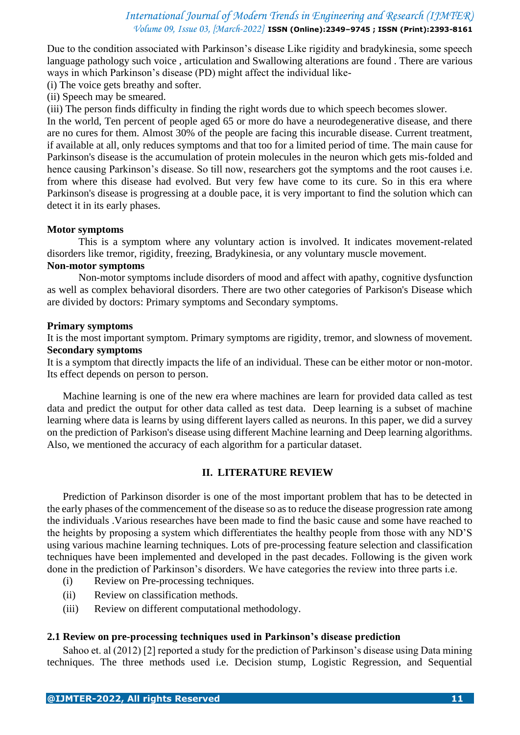Due to the condition associated with Parkinson's disease Like rigidity and bradykinesia, some speech language pathology such voice , articulation and Swallowing alterations are found . There are various ways in which Parkinson's disease (PD) might affect the individual like-

(i) The voice gets breathy and softer.

(ii) Speech may be smeared.

(iii) The person finds difficulty in finding the right words due to which speech becomes slower.

In the world, Ten percent of people aged 65 or more do have a neurodegenerative disease, and there are no cures for them. Almost 30% of the people are facing this incurable disease. Current treatment, if available at all, only reduces symptoms and that too for a limited period of time. The main cause for Parkinson's disease is the accumulation of protein molecules in the neuron which gets mis-folded and hence causing Parkinson's disease. So till now, researchers got the symptoms and the root causes i.e. from where this disease had evolved. But very few have come to its cure. So in this era where Parkinson's disease is progressing at a double pace, it is very important to find the solution which can detect it in its early phases.

**Motor symptoms**

This is a symptom where any voluntary action is involved. It indicates movement-related disorders like tremor, rigidity, freezing, Bradykinesia, or any voluntary muscle movement.

**Non-motor symptoms**

Non-motor symptoms include disorders of mood and affect with apathy, cognitive dysfunction as well as complex behavioral disorders. There are two other categories of Parkison's Disease which are divided by doctors: Primary symptoms and Secondary symptoms.

**Primary symptoms**

It is the most important symptom. Primary symptoms are rigidity, tremor, and slowness of movement.

**Secondary symptoms**

It is a symptom that directly impacts the life of an individual. These can be either motor or non-motor. Its effect depends on person to person.

Machine learning is one of the new era where machines are learn for provided data called as test data and predict the output for other data called as test data. Deep learning is a subset of machine learning where data is learns by using different layers called as neurons. In this paper, we did a survey on the prediction of Parkison's disease using different Machine learning and Deep learning algorithms. Also, we mentioned the accuracy of each algorithm for a particular dataset.

## II. LITERATURE REVIEW

Prediction of Parkinson disorder is one of the most important problem that has to be detected in the early phases of the commencement of the disease so as to reduce the disease progression rate among the individuals .Various researches have been made to find the basic cause and some have reached to the heights by proposing a system which differentiates the healthy people from those with any ND'S using various machine learning techniques. Lots of pre-processing feature selection and classification techniques have been implemented and developed in the past decades. Following is the given work done in the prediction of Parkinson's disorders. We have categories the review into three parts i.e.

(i) Review on Pre-processing techniques.

(ii) Review on classification methods.

(iii) Review on different computational methodology.

### 2.1 Review on pre-processing techniques used in Parkinson's disease prediction

Sahoo et. al (2012) [2] reported a study for the prediction of Parkinson's disease using Data mining techniques. The three methods used i.e. Decision stump, Logistic Regression, and Sequential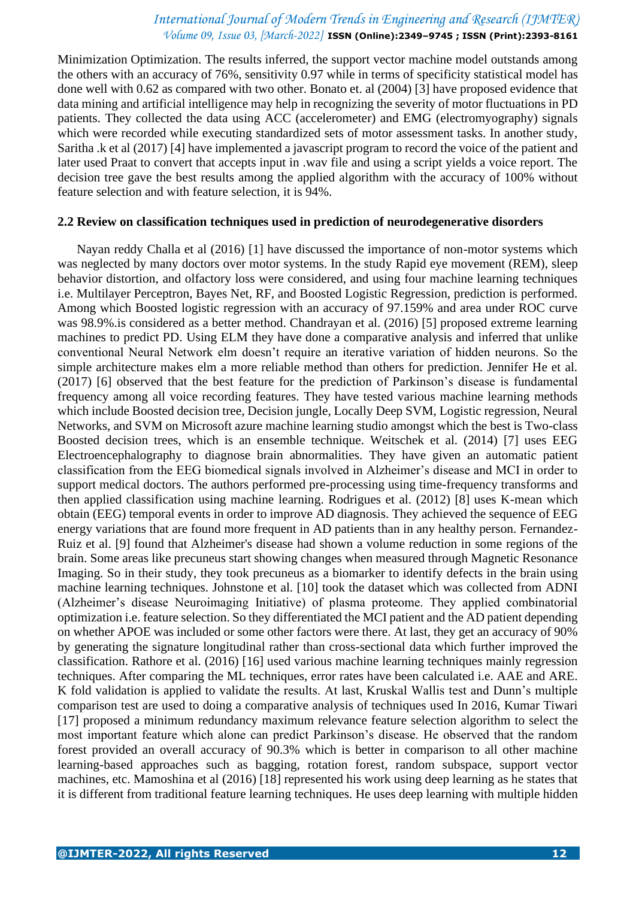Minimization Optimization. The results inferred, the support vector machine model outstands among the others with an accuracy of 76%, sensitivity 0.97 while in terms of specificity statistical model has done well with 0.62 as compared with two other. Bonato et. al (2004) [3] have proposed evidence that data mining and artificial intelligence may help in recognizing the severity of motor fluctuations in PD patients. They collected the data using ACC (accelerometer) and EMG (electromyography) signals which were recorded while executing standardized sets of motor assessment tasks. In another study, Saritha .k et al (2017) [4] have implemented a javascript program to record the voice of the patient and later used Praat to convert that accepts input in .wav file and using a script yields a voice report. The decision tree gave the best results among the applied algorithm with the accuracy of 100% without feature selection and with feature selection, it is 94%.

### 2.2 Review on classification techniques used in prediction of neurodegenerative disorders

Nayan reddy Challa et al (2016) [1] have discussed the importance of non-motor systems which was neglected by many doctors over motor systems. In the study Rapid eye movement (REM), sleep behavior distortion, and olfactory loss were considered, and using four machine learning techniques i.e. Multilayer Perceptron, Bayes Net, RF, and Boosted Logistic Regression, prediction is performed. Among which Boosted logistic regression with an accuracy of 97.159% and area under ROC curve was 98.9%.is considered as a better method. Chandrayan et al. (2016) [5] proposed extreme learning machines to predict PD. Using ELM they have done a comparative analysis and inferred that unlike conventional Neural Network elm doesn't require an iterative variation of hidden neurons. So the simple architecture makes elm a more reliable method than others for prediction. Jennifer He et al. (2017) [6] observed that the best feature for the prediction of Parkinson's disease is fundamental frequency among all voice recording features. They have tested various machine learning methods which include Boosted decision tree, Decision jungle, Locally Deep SVM, Logistic regression, Neural Networks, and SVM on Microsoft azure machine learning studio amongst which the best is Two-class Boosted decision trees, which is an ensemble technique. Weitschek et al. (2014) [7] uses EEG Electroencephalography to diagnose brain abnormalities. They have given an automatic patient classification from the EEG biomedical signals involved in Alzheimer's disease and MCI in order to support medical doctors. The authors performed pre-processing using time-frequency transforms and then applied classification using machine learning. Rodrigues et al. (2012) [8] uses K-mean which obtain (EEG) temporal events in order to improve AD diagnosis. They achieved the sequence of EEG energy variations that are found more frequent in AD patients than in any healthy person. Fernandez-Ruiz et al. [9] found that Alzheimer's disease had shown a volume reduction in some regions of the brain. Some areas like precuneus start showing changes when measured through Magnetic Resonance Imaging. So in their study, they took precuneus as a biomarker to identify defects in the brain using machine learning techniques. Johnstone et al. [10] took the dataset which was collected from ADNI (Alzheimer's disease Neuroimaging Initiative) of plasma proteome. They applied combinatorial optimization i.e. feature selection. So they differentiated the MCI patient and the AD patient depending on whether APOE was included or some other factors were there. At last, they get an accuracy of 90% by generating the signature longitudinal rather than cross-sectional data which further improved the classification. Rathore et al. (2016) [16] used various machine learning techniques mainly regression techniques. After comparing the ML techniques, error rates have been calculated i.e. AAE and ARE. K fold validation is applied to validate the results. At last, Kruskal Wallis test and Dunn's multiple comparison test are used to doing a comparative analysis of techniques used In 2016, Kumar Tiwari [17] proposed a minimum redundancy maximum relevance feature selection algorithm to select the most important feature which alone can predict Parkinson's disease. He observed that the random forest provided an overall accuracy of 90.3% which is better in comparison to all other machine learning-based approaches such as bagging, rotation forest, random subspace, support vector machines, etc. Mamoshina et al (2016) [18] represented his work using deep learning as he states that it is different from traditional feature learning techniques. He uses deep learning with multiple hidden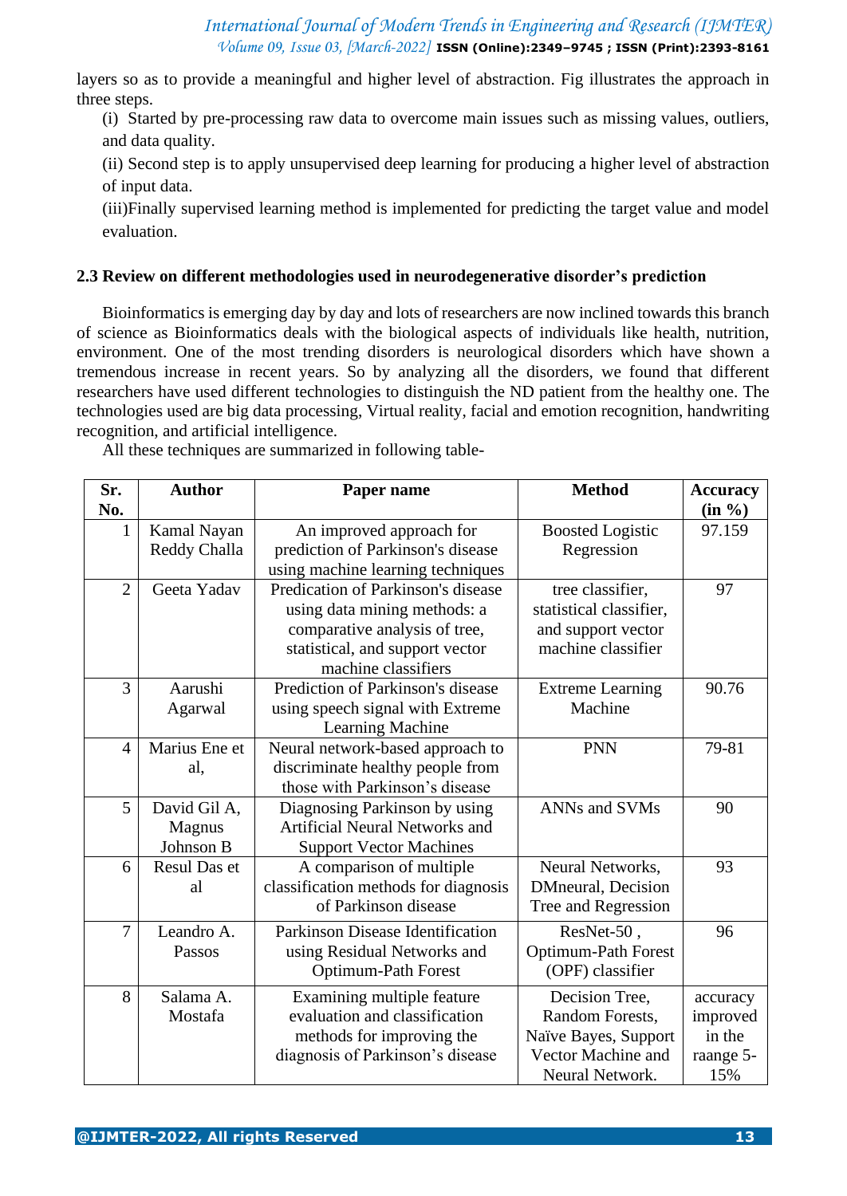layers so as to provide a meaningful and higher level of abstraction. Fig illustrates the approach in three steps.

(i) Started by pre-processing raw data to overcome main issues such as missing values, outliers, and data quality.

(ii) Second step is to apply unsupervised deep learning for producing a higher level of abstraction of input data.

(iii)Finally supervised learning method is implemented for predicting the target value and model evaluation.

### 2.3 Review on different methodologies used in neurodegenerative disorder's prediction

Bioinformatics is emerging day by day and lots of researchers are now inclined towards this branch of science as Bioinformatics deals with the biological aspects of individuals like health, nutrition, environment. One of the most trending disorders is neurological disorders which have shown a tremendous increase in recent years. So by analyzing all the disorders, we found that different researchers have used different technologies to distinguish the ND patient from the healthy one. The technologies used are big data processing, Virtual reality, facial and emotion recognition, handwriting recognition, and artificial intelligence.

All these techniques are summarized in following table-

| Sr. No. | Author | Paper name | Method | Accuracy (in %) |
|---|---|---|---|---|
| 1 | Kamal Nayan Reddy Challa | An improved approach for prediction of Parkinson's disease using machine learning techniques | Boosted Logistic Regression | 97.159 |
| 2 | Geeta Yadav | Predication of Parkinson's disease using data mining methods: a comparative analysis of tree, statistical, and support vector machine classifiers | tree classifier, statistical classifier, and support vector machine classifier | 97 |
| 3 | Aarushi Agarwal | Prediction of Parkinson's disease using speech signal with Extreme Learning Machine | Extreme Learning Machine | 90.76 |
| 4 | Marius Ene et al, | Neural network-based approach to discriminate healthy people from those with Parkinson's disease | PNN | 79-81 |
| 5 | David Gil A, Magnus Johnson B | Diagnosing Parkinson by using Artificial Neural Networks and Support Vector Machines | ANNs and SVMs | 90 |
| 6 | Resul Das et al | A comparison of multiple classification methods for diagnosis of Parkinson disease | Neural Networks, DMneural, Decision Tree and Regression | 93 |
| 7 | Leandro A. Passos | Parkinson Disease Identification using Residual Networks and Optimum-Path Forest | ResNet-50 , Optimum-Path Forest (OPF) classifier | 96 |
| 8 | Salama A. Mostafa | Examining multiple feature evaluation and classification methods for improving the diagnosis of Parkinson's disease | Decision Tree, Random Forests, Naïve Bayes, Support Vector Machine and Neural Network. | accuracy improved in the raange 5-15% |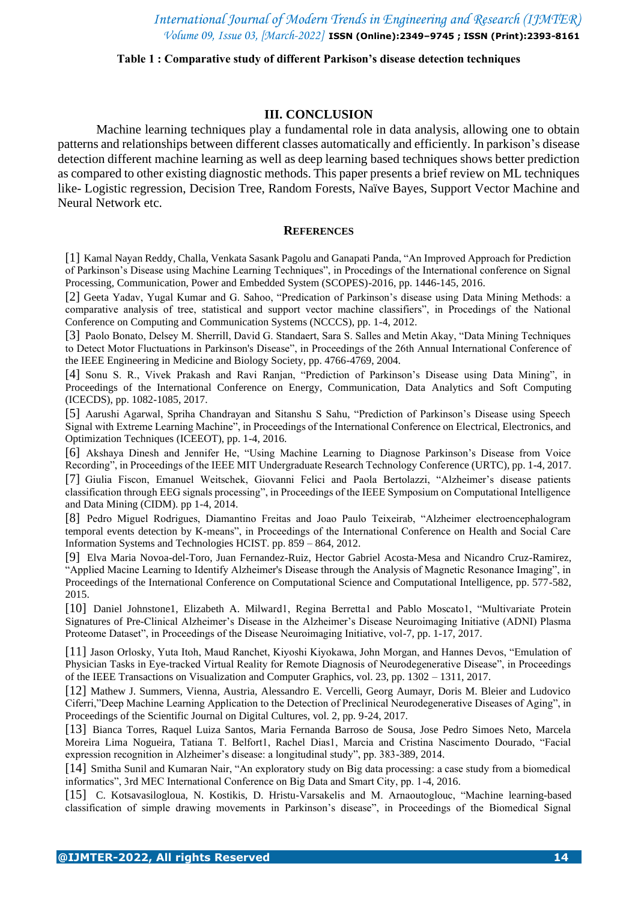**Table 1 : Comparative study of different Parkison's disease detection techniques**

## III. CONCLUSION

Machine learning techniques play a fundamental role in data analysis, allowing one to obtain patterns and relationships between different classes automatically and efficiently. In parkison's disease detection different machine learning as well as deep learning based techniques shows better prediction as compared to other existing diagnostic methods. This paper presents a brief review on ML techniques like- Logistic regression, Decision Tree, Random Forests, Naïve Bayes, Support Vector Machine and Neural Network etc.

## REFERENCES

[1] Kamal Nayan Reddy, Challa, Venkata Sasank Pagolu and Ganapati Panda, "An Improved Approach for Prediction of Parkinson's Disease using Machine Learning Techniques", in Procedings of the International conference on Signal Processing, Communication, Power and Embedded System (SCOPES)-2016, pp. 1446-145, 2016.

[2] Geeta Yadav, Yugal Kumar and G. Sahoo, "Predication of Parkinson's disease using Data Mining Methods: a comparative analysis of tree, statistical and support vector machine classifiers", in Procedings of the National Conference on Computing and Communication Systems (NCCCS), pp. 1-4, 2012.

[3] Paolo Bonato, Delsey M. Sherrill, David G. Standaert, Sara S. Salles and Metin Akay, "Data Mining Techniques to Detect Motor Fluctuations in Parkinson's Disease", in Proceedings of the 26th Annual International Conference of the IEEE Engineering in Medicine and Biology Society, pp. 4766-4769, 2004.

[4] Sonu S. R., Vivek Prakash and Ravi Ranjan, "Prediction of Parkinson's Disease using Data Mining", in Proceedings of the International Conference on Energy, Communication, Data Analytics and Soft Computing (ICECDS), pp. 1082-1085, 2017.

[5] Aarushi Agarwal, Spriha Chandrayan and Sitanshu S Sahu, "Prediction of Parkinson's Disease using Speech Signal with Extreme Learning Machine", in Proceedings of the International Conference on Electrical, Electronics, and Optimization Techniques (ICEEOT), pp. 1-4, 2016.

[6] Akshaya Dinesh and Jennifer He, "Using Machine Learning to Diagnose Parkinson's Disease from Voice Recording", in Proceedings of the IEEE MIT Undergraduate Research Technology Conference (URTC), pp. 1-4, 2017.

[7] Giulia Fiscon, Emanuel Weitschek, Giovanni Felici and Paola Bertolazzi, "Alzheimer's disease patients classification through EEG signals processing", in Proceedings of the IEEE Symposium on Computational Intelligence and Data Mining (CIDM). pp 1-4, 2014.

[8] Pedro Miguel Rodrigues, Diamantino Freitas and Joao Paulo Teixeirab, "Alzheimer electroencephalogram temporal events detection by K-means", in Proceedings of the International Conference on Health and Social Care Information Systems and Technologies HCIST. pp. 859 – 864, 2012.

[9] Elva Maria Novoa-del-Toro, Juan Fernandez-Ruiz, Hector Gabriel Acosta-Mesa and Nicandro Cruz-Ramirez, "Applied Macine Learning to Identify Alzheimer's Disease through the Analysis of Magnetic Resonance Imaging", in Proceedings of the International Conference on Computational Science and Computational Intelligence, pp. 577-582, 2015.

[10] Daniel Johnstone1, Elizabeth A. Milward1, Regina Berretta1 and Pablo Moscato1, "Multivariate Protein Signatures of Pre-Clinical Alzheimer's Disease in the Alzheimer's Disease Neuroimaging Initiative (ADNI) Plasma Proteome Dataset", in Proceedings of the Disease Neuroimaging Initiative, vol-7, pp. 1-17, 2017.

[11] Jason Orlosky, Yuta Itoh, Maud Ranchet, Kiyoshi Kiyokawa, John Morgan, and Hannes Devos, "Emulation of Physician Tasks in Eye-tracked Virtual Reality for Remote Diagnosis of Neurodegenerative Disease", in Proceedings of the IEEE Transactions on Visualization and Computer Graphics, vol. 23, pp. 1302 – 1311, 2017.

[12] Mathew J. Summers, Vienna, Austria, Alessandro E. Vercelli, Georg Aumayr, Doris M. Bleier and Ludovico Ciferri,"Deep Machine Learning Application to the Detection of Preclinical Neurodegenerative Diseases of Aging", in Proceedings of the Scientific Journal on Digital Cultures, vol. 2, pp. 9-24, 2017.

[13] Bianca Torres, Raquel Luiza Santos, Maria Fernanda Barroso de Sousa, Jose Pedro Simoes Neto, Marcela Moreira Lima Nogueira, Tatiana T. Belfort1, Rachel Dias1, Marcia and Cristina Nascimento Dourado, "Facial expression recognition in Alzheimer's disease: a longitudinal study", pp. 383-389, 2014.

[14] Smitha Sunil and Kumaran Nair, "An exploratory study on Big data processing: a case study from a biomedical informatics", 3rd MEC International Conference on Big Data and Smart City, pp. 1-4, 2016.

[15] C. Kotsavasiloglou, N. Kostikis, D. Hristu-Varsakelis and M. Arnaoutoglouc, "Machine learning-based classification of simple drawing movements in Parkinson's disease", in Proceedings of the Biomedical Signal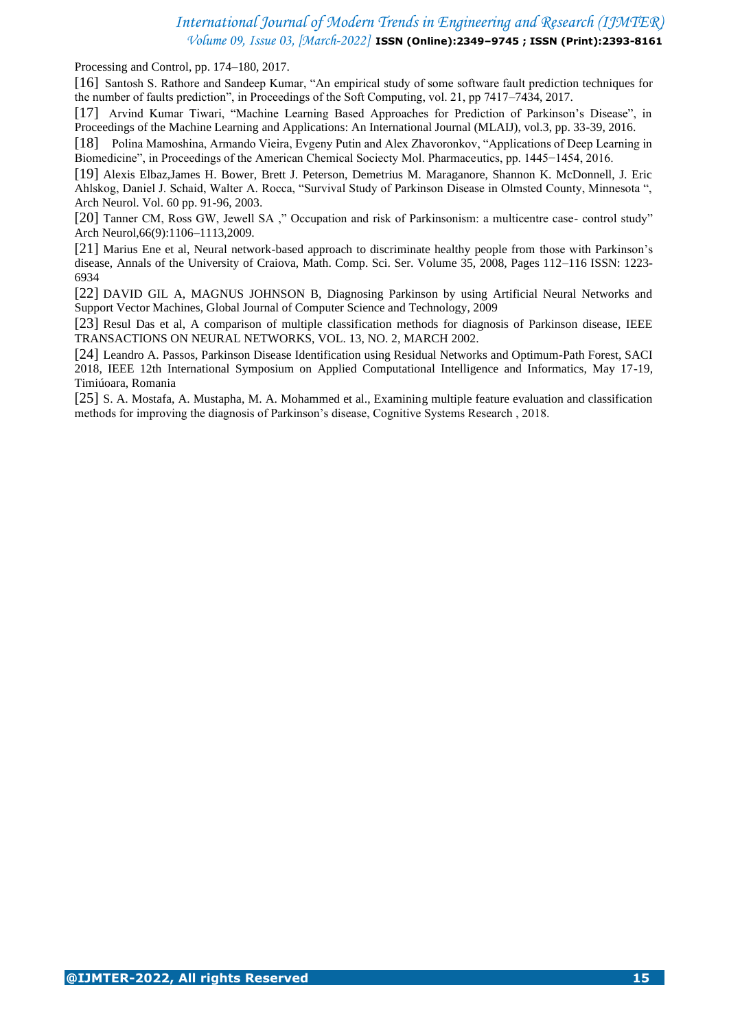Processing and Control, pp. 174–180, 2017.

[16] Santosh S. Rathore and Sandeep Kumar, "An empirical study of some software fault prediction techniques for the number of faults prediction", in Proceedings of the Soft Computing, vol. 21, pp 7417–7434, 2017.

[17] Arvind Kumar Tiwari, "Machine Learning Based Approaches for Prediction of Parkinson's Disease", in Proceedings of the Machine Learning and Applications: An International Journal (MLAIJ), vol.3, pp. 33-39, 2016.

[18] Polina Mamoshina, Armando Vieira, Evgeny Putin and Alex Zhavoronkov, "Applications of Deep Learning in Biomedicine", in Proceedings of the American Chemical Sociecty Mol. Pharmaceutics, pp. 1445−1454, 2016.

[19] Alexis Elbaz,James H. Bower, Brett J. Peterson, Demetrius M. Maraganore, Shannon K. McDonnell, J. Eric Ahlskog, Daniel J. Schaid, Walter A. Rocca, "Survival Study of Parkinson Disease in Olmsted County, Minnesota ", Arch Neurol. Vol. 60 pp. 91-96, 2003.

[20] Tanner CM, Ross GW, Jewell SA ," Occupation and risk of Parkinsonism: a multicentre case- control study" Arch Neurol,66(9):1106–1113,2009.

[21] Marius Ene et al, Neural network-based approach to discriminate healthy people from those with Parkinson's disease, Annals of the University of Craiova, Math. Comp. Sci. Ser. Volume 35, 2008, Pages 112–116 ISSN: 1223-6934

[22] DAVID GIL A, MAGNUS JOHNSON B, Diagnosing Parkinson by using Artificial Neural Networks and Support Vector Machines, Global Journal of Computer Science and Technology, 2009

[23] Resul Das et al, A comparison of multiple classification methods for diagnosis of Parkinson disease, IEEE TRANSACTIONS ON NEURAL NETWORKS, VOL. 13, NO. 2, MARCH 2002.

[24] Leandro A. Passos, Parkinson Disease Identification using Residual Networks and Optimum-Path Forest, SACI 2018, IEEE 12th International Symposium on Applied Computational Intelligence and Informatics, May 17-19, Timiúoara, Romania

[25] S. A. Mostafa, A. Mustapha, M. A. Mohammed et al., Examining multiple feature evaluation and classification methods for improving the diagnosis of Parkinson's disease, Cognitive Systems Research , 2018.